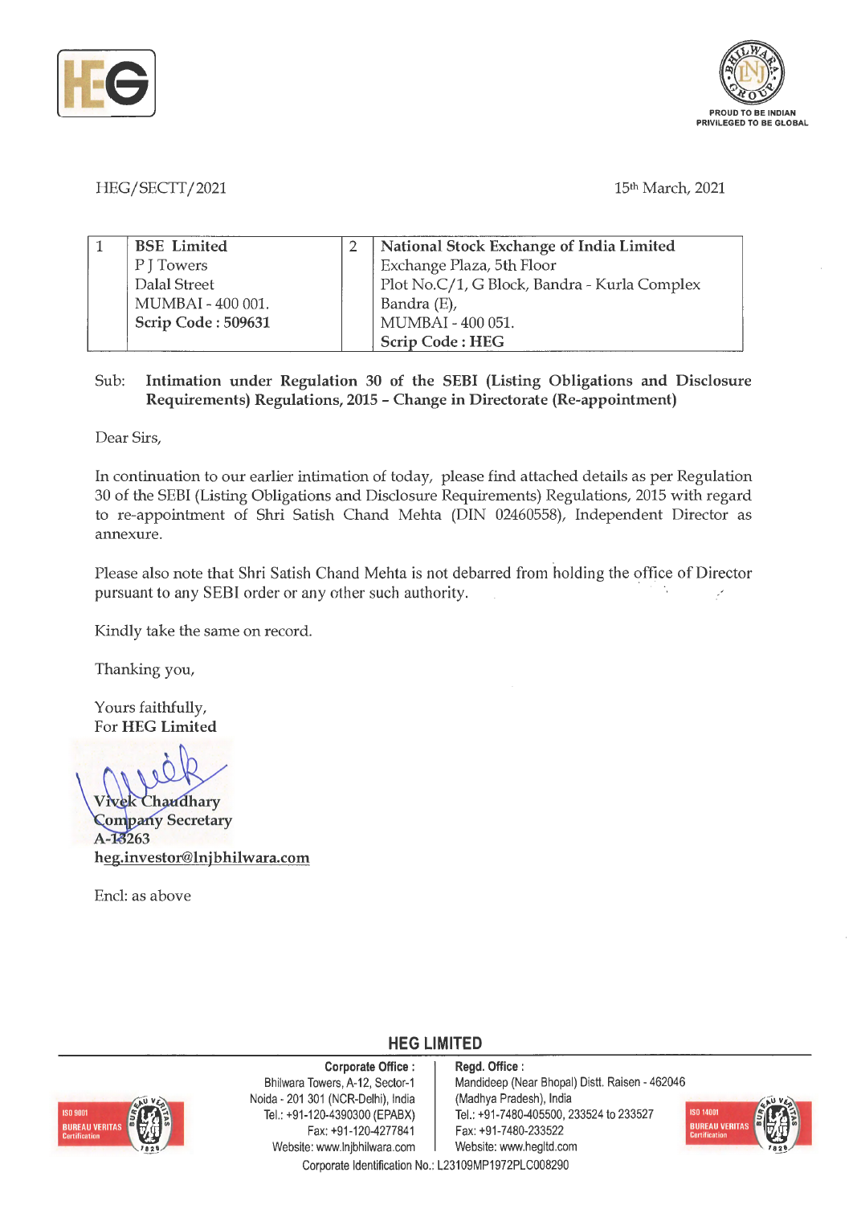HEG/SECTT/2021

15th March, 2021

| 1 | **BSE Limited**<br>P J Towers<br>Dalal Street<br>MUMBAI - 400 001.<br>**Scrip Code : 509631** | 2 | **National Stock Exchange of India Limited**<br>Exchange Plaza, 5th Floor<br>Plot No.C/1, G Block, Bandra - Kurla Complex<br>Bandra (E),<br>MUMBAI - 400 051.<br>**Scrip Code : HEG** |
|---|---|---|---|

Sub: **Intimation under Regulation 30 of the SEBI (Listing Obligations and Disclosure Requirements) Regulations, 2015 – Change in Directorate (Re-appointment)**

Dear Sirs,

In continuation to our earlier intimation of today, please find attached details as per Regulation 30 of the SEBI (Listing Obligations and Disclosure Requirements) Regulations, 2015 with regard to re-appointment of Shri Satish Chand Mehta (DIN 02460558), Independent Director as annexure.

Please also note that Shri Satish Chand Mehta is not debarred from holding the office of Director pursuant to any SEBI order or any other such authority.

Kindly take the same on record.

Thanking you,

Yours faithfully,
For **HEG Limited**

**Vivek Chaudhary**
**Company Secretary**
**A-13263**
**heg.investor@lnjbhilwara.com**

Encl: as above

**HEG LIMITED**

**Corporate Office :** Bhilwara Towers, A-12, Sector-1, Noida - 201 301 (NCR-Delhi), India. Tel.: +91-120-4390300 (EPABX), Fax: +91-120-4277841, Website: www.lnjbhilwara.com

**Regd. Office :** Mandideep (Near Bhopal) Distt. Raisen - 462046 (Madhya Pradesh), India. Tel.: +91-7480-405500, 233524 to 233527, Fax: +91-7480-233522, Website: www.hegltd.com

Corporate Identification No.: L23109MP1972PLC008290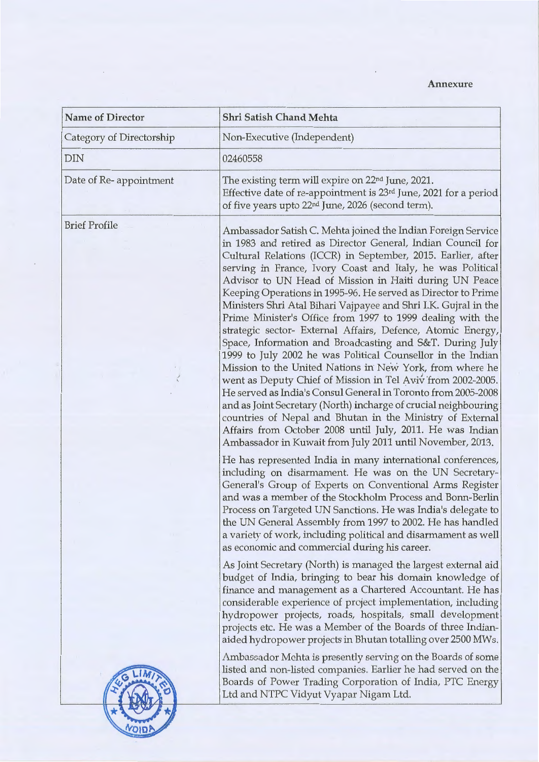**Annexure**

| Name of Director | Shri Satish Chand Mehta |
|---|---|
| Category of Directorship | Non-Executive (Independent) |
| DIN | 02460558 |
| Date of Re- appointment | The existing term will expire on 22nd June, 2021.<br>Effective date of re-appointment is 23rd June, 2021 for a period of five years upto 22nd June, 2026 (second term). |
| Brief Profile | Ambassador Satish C. Mehta joined the Indian Foreign Service in 1983 and retired as Director General, Indian Council for Cultural Relations (ICCR) in September, 2015. Earlier, after serving in France, Ivory Coast and Italy, he was Political Advisor to UN Head of Mission in Haiti during UN Peace Keeping Operations in 1995-96. He served as Director to Prime Ministers Shri Atal Bihari Vajpayee and Shri I.K. Gujral in the Prime Minister's Office from 1997 to 1999 dealing with the strategic sector- External Affairs, Defence, Atomic Energy, Space, Information and Broadcasting and S&T. During July 1999 to July 2002 he was Political Counsellor in the Indian Mission to the United Nations in New York, from where he went as Deputy Chief of Mission in Tel Aviv from 2002-2005. He served as India's Consul General in Toronto from 2005-2008 and as Joint Secretary (North) incharge of crucial neighbouring countries of Nepal and Bhutan in the Ministry of External Affairs from October 2008 until July, 2011. He was Indian Ambassador in Kuwait from July 2011 until November, 2013.<br><br>He has represented India in many international conferences, including on disarmament. He was on the UN Secretary-General's Group of Experts on Conventional Arms Register and was a member of the Stockholm Process and Bonn-Berlin Process on Targeted UN Sanctions. He was India's delegate to the UN General Assembly from 1997 to 2002. He has handled a variety of work, including political and disarmament as well as economic and commercial during his career.<br><br>As Joint Secretary (North) is managed the largest external aid budget of India, bringing to bear his domain knowledge of finance and management as a Chartered Accountant. He has considerable experience of project implementation, including hydropower projects, roads, hospitals, small development projects etc. He was a Member of the Boards of three Indian-aided hydropower projects in Bhutan totalling over 2500 MWs.<br><br>Ambassador Mehta is presently serving on the Boards of some listed and non-listed companies. Earlier he had served on the Boards of Power Trading Corporation of India, PTC Energy Ltd and NTPC Vidyut Vyapar Nigam Ltd. |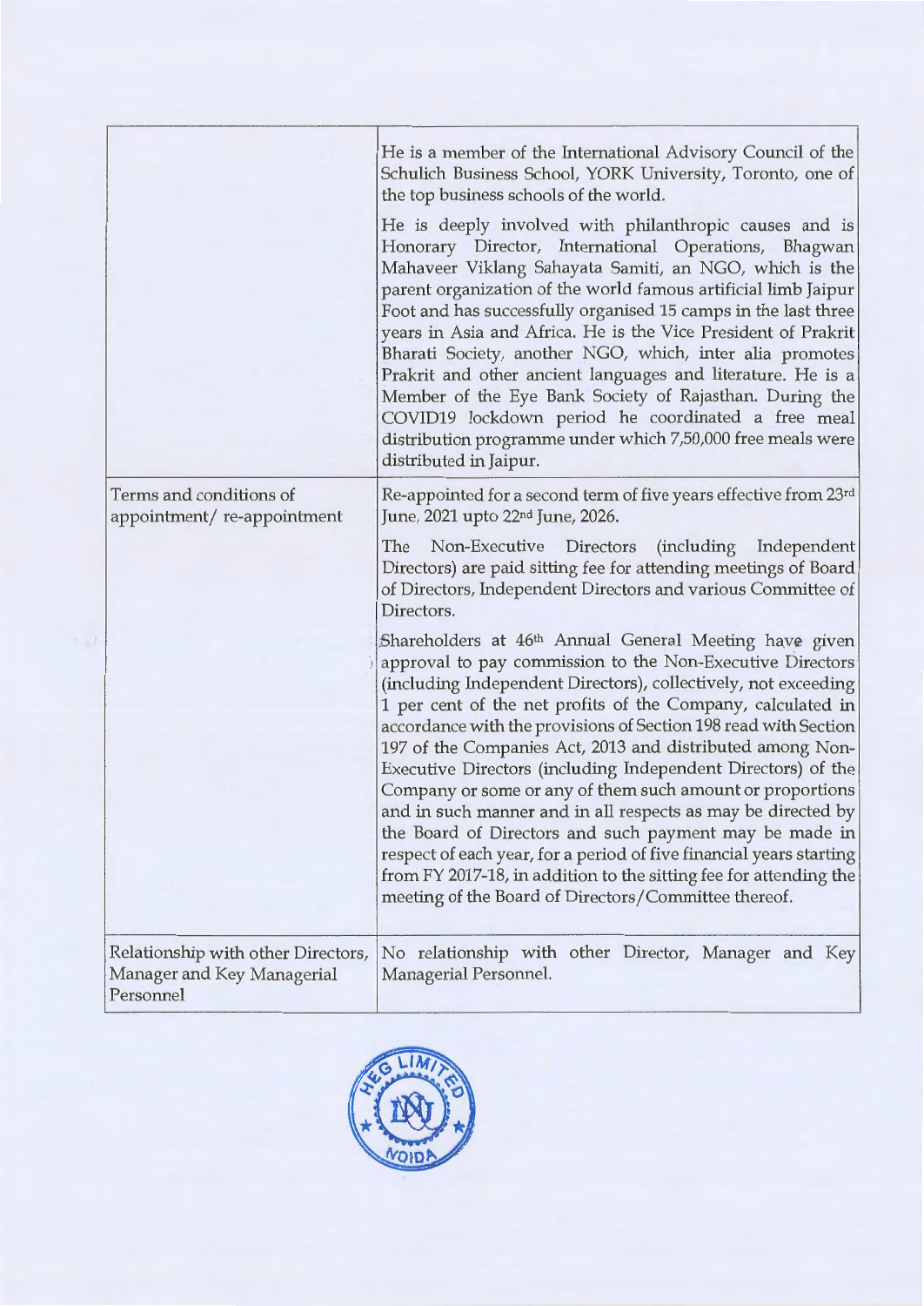| | |
|---|---|
| | He is a member of the International Advisory Council of the Schulich Business School, YORK University, Toronto, one of the top business schools of the world.<br><br>He is deeply involved with philanthropic causes and is Honorary Director, International Operations, Bhagwan Mahaveer Viklang Sahayata Samiti, an NGO, which is the parent organization of the world famous artificial limb Jaipur Foot and has successfully organised 15 camps in the last three years in Asia and Africa. He is the Vice President of Prakrit Bharati Society, another NGO, which, inter alia promotes Prakrit and other ancient languages and literature. He is a Member of the Eye Bank Society of Rajasthan. During the COVID19 lockdown period he coordinated a free meal distribution programme under which 7,50,000 free meals were distributed in Jaipur. |
| Terms and conditions of appointment/ re-appointment | Re-appointed for a second term of five years effective from 23rd June, 2021 upto 22nd June, 2026.<br><br>The Non-Executive Directors (including Independent Directors) are paid sitting fee for attending meetings of Board of Directors, Independent Directors and various Committee of Directors.<br><br>Shareholders at 46th Annual General Meeting have given approval to pay commission to the Non-Executive Directors (including Independent Directors), collectively, not exceeding 1 per cent of the net profits of the Company, calculated in accordance with the provisions of Section 198 read with Section 197 of the Companies Act, 2013 and distributed among Non-Executive Directors (including Independent Directors) of the Company or some or any of them such amount or proportions and in such manner and in all respects as may be directed by the Board of Directors and such payment may be made in respect of each year, for a period of five financial years starting from FY 2017-18, in addition to the sitting fee for attending the meeting of the Board of Directors/Committee thereof. |
| Relationship with other Directors, Manager and Key Managerial Personnel | No relationship with other Director, Manager and Key Managerial Personnel. |